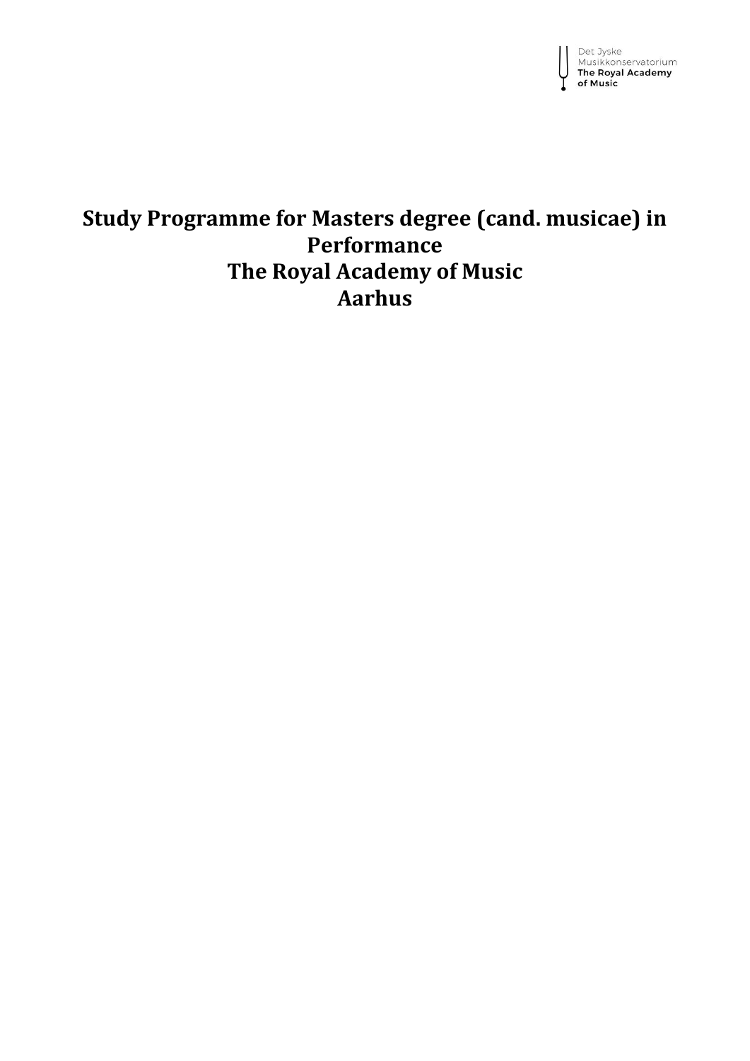Det Jyske Musikkonservatorium
**The Royal Academy of Music**

# Study Programme for Masters degree (cand. musicae) in Performance
# The Royal Academy of Music
# Aarhus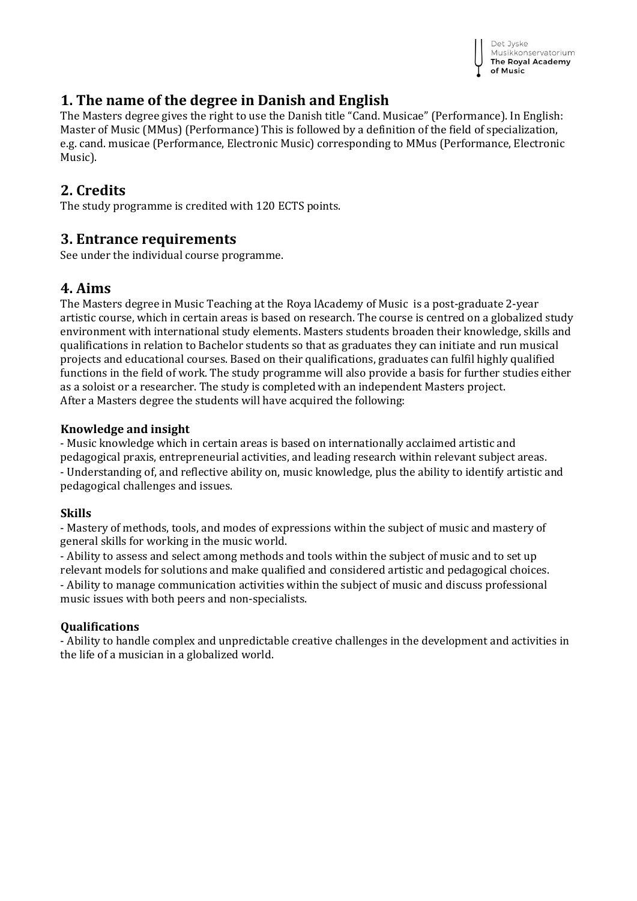## 1. The name of the degree in Danish and English

The Masters degree gives the right to use the Danish title "Cand. Musicae" (Performance). In English: Master of Music (MMus) (Performance) This is followed by a definition of the field of specialization, e.g. cand. musicae (Performance, Electronic Music) corresponding to MMus (Performance, Electronic Music).

## 2. Credits

The study programme is credited with 120 ECTS points.

## 3. Entrance requirements

See under the individual course programme.

## 4. Aims

The Masters degree in Music Teaching at the Roya lAcademy of Music is a post-graduate 2-year artistic course, which in certain areas is based on research. The course is centred on a globalized study environment with international study elements. Masters students broaden their knowledge, skills and qualifications in relation to Bachelor students so that as graduates they can initiate and run musical projects and educational courses. Based on their qualifications, graduates can fulfil highly qualified functions in the field of work. The study programme will also provide a basis for further studies either as a soloist or a researcher. The study is completed with an independent Masters project.
After a Masters degree the students will have acquired the following:

### Knowledge and insight

- Music knowledge which in certain areas is based on internationally acclaimed artistic and pedagogical praxis, entrepreneurial activities, and leading research within relevant subject areas.
- Understanding of, and reflective ability on, music knowledge, plus the ability to identify artistic and pedagogical challenges and issues.

### Skills

- Mastery of methods, tools, and modes of expressions within the subject of music and mastery of general skills for working in the music world.
- Ability to assess and select among methods and tools within the subject of music and to set up relevant models for solutions and make qualified and considered artistic and pedagogical choices.
- Ability to manage communication activities within the subject of music and discuss professional music issues with both peers and non-specialists.

### Qualifications

- Ability to handle complex and unpredictable creative challenges in the development and activities in the life of a musician in a globalized world.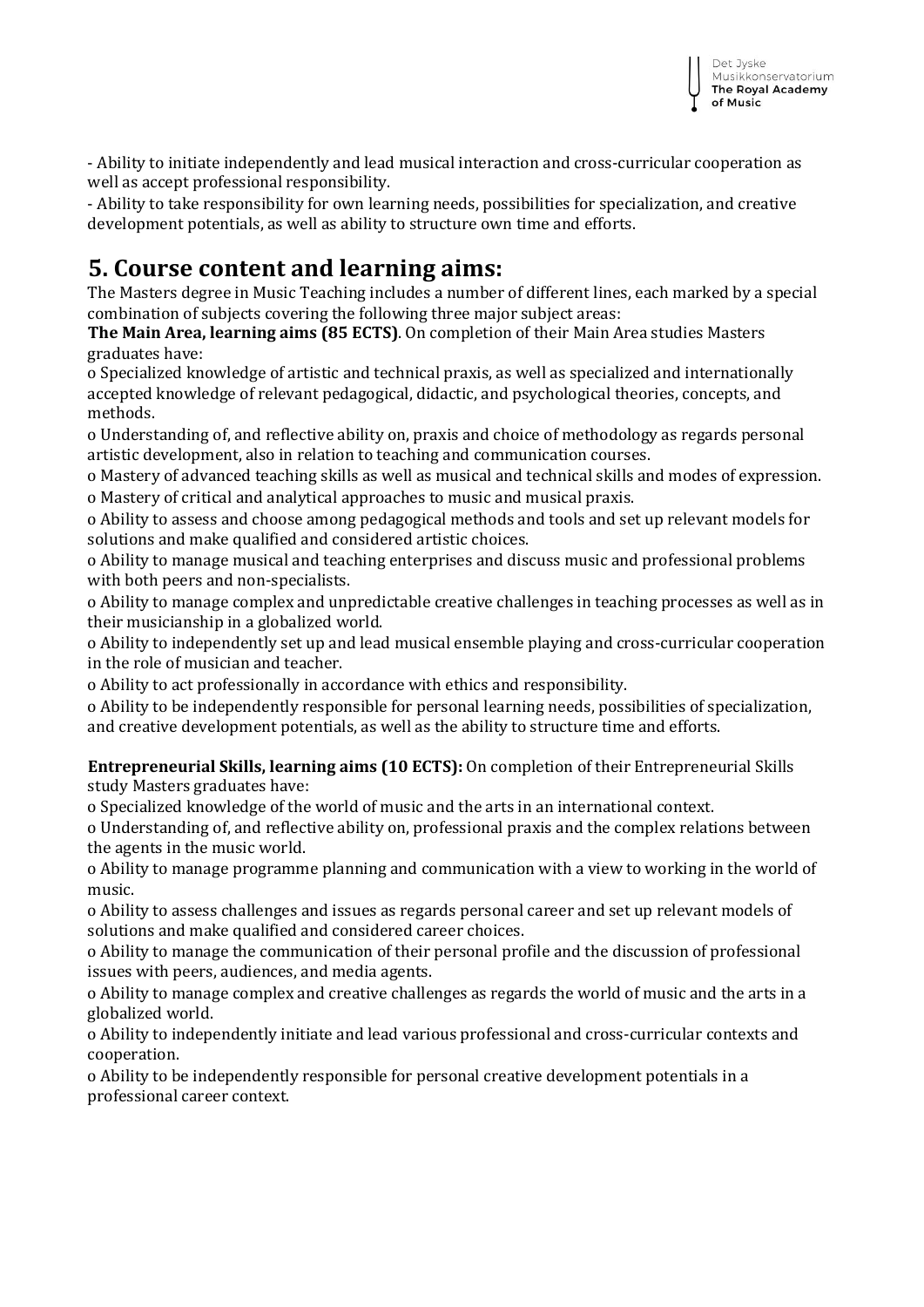- Ability to initiate independently and lead musical interaction and cross-curricular cooperation as well as accept professional responsibility.
- Ability to take responsibility for own learning needs, possibilities for specialization, and creative development potentials, as well as ability to structure own time and efforts.

# 5. Course content and learning aims:

The Masters degree in Music Teaching includes a number of different lines, each marked by a special combination of subjects covering the following three major subject areas:

**The Main Area, learning aims (85 ECTS)**. On completion of their Main Area studies Masters graduates have:

o Specialized knowledge of artistic and technical praxis, as well as specialized and internationally accepted knowledge of relevant pedagogical, didactic, and psychological theories, concepts, and methods.

o Understanding of, and reflective ability on, praxis and choice of methodology as regards personal artistic development, also in relation to teaching and communication courses.

o Mastery of advanced teaching skills as well as musical and technical skills and modes of expression.

o Mastery of critical and analytical approaches to music and musical praxis.

o Ability to assess and choose among pedagogical methods and tools and set up relevant models for solutions and make qualified and considered artistic choices.

o Ability to manage musical and teaching enterprises and discuss music and professional problems with both peers and non-specialists.

o Ability to manage complex and unpredictable creative challenges in teaching processes as well as in their musicianship in a globalized world.

o Ability to independently set up and lead musical ensemble playing and cross-curricular cooperation in the role of musician and teacher.

o Ability to act professionally in accordance with ethics and responsibility.

o Ability to be independently responsible for personal learning needs, possibilities of specialization, and creative development potentials, as well as the ability to structure time and efforts.

**Entrepreneurial Skills, learning aims (10 ECTS):** On completion of their Entrepreneurial Skills study Masters graduates have:

o Specialized knowledge of the world of music and the arts in an international context.

o Understanding of, and reflective ability on, professional praxis and the complex relations between the agents in the music world.

o Ability to manage programme planning and communication with a view to working in the world of music.

o Ability to assess challenges and issues as regards personal career and set up relevant models of solutions and make qualified and considered career choices.

o Ability to manage the communication of their personal profile and the discussion of professional issues with peers, audiences, and media agents.

o Ability to manage complex and creative challenges as regards the world of music and the arts in a globalized world.

o Ability to independently initiate and lead various professional and cross-curricular contexts and cooperation.

o Ability to be independently responsible for personal creative development potentials in a professional career context.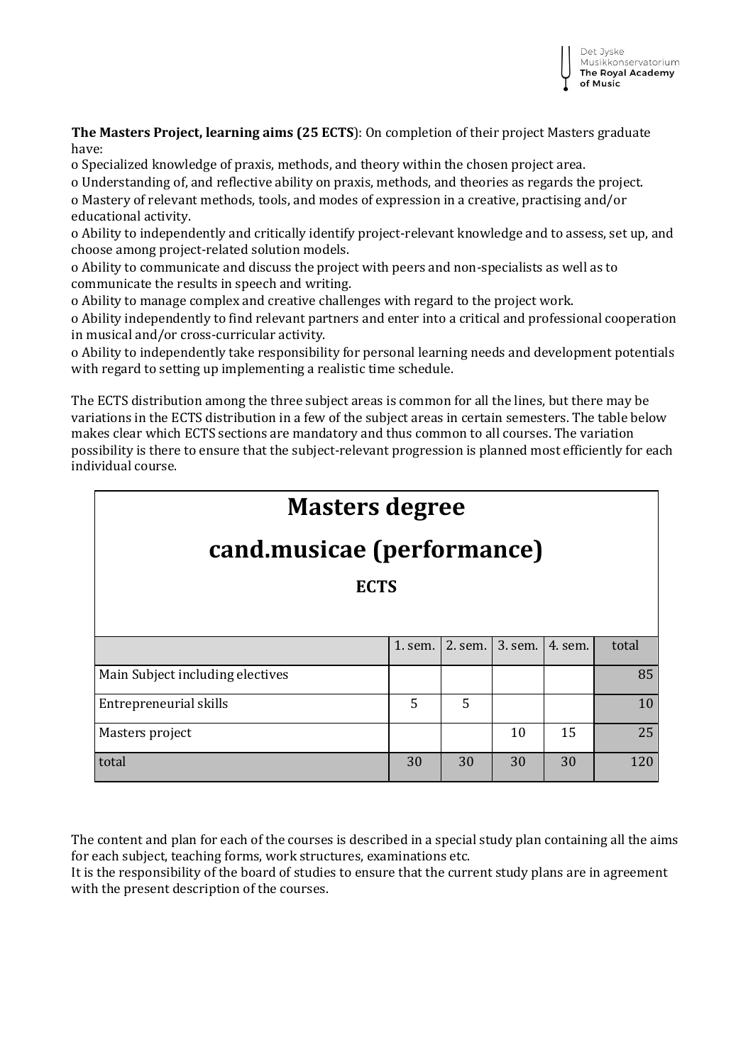**The Masters Project, learning aims (25 ECTS**): On completion of their project Masters graduate have:

o Specialized knowledge of praxis, methods, and theory within the chosen project area.
o Understanding of, and reflective ability on praxis, methods, and theories as regards the project.
o Mastery of relevant methods, tools, and modes of expression in a creative, practising and/or educational activity.
o Ability to independently and critically identify project-relevant knowledge and to assess, set up, and choose among project-related solution models.
o Ability to communicate and discuss the project with peers and non-specialists as well as to communicate the results in speech and writing.
o Ability to manage complex and creative challenges with regard to the project work.
o Ability independently to find relevant partners and enter into a critical and professional cooperation in musical and/or cross-curricular activity.
o Ability to independently take responsibility for personal learning needs and development potentials with regard to setting up implementing a realistic time schedule.

The ECTS distribution among the three subject areas is common for all the lines, but there may be variations in the ECTS distribution in a few of the subject areas in certain semesters. The table below makes clear which ECTS sections are mandatory and thus common to all courses. The variation possibility is there to ensure that the subject-relevant progression is planned most efficiently for each individual course.

# Masters degree

# cand.musicae (performance)

**ECTS**

| | 1. sem. | 2. sem. | 3. sem. | 4. sem. | total |
|---|---|---|---|---|---|
| Main Subject including electives | | | | | 85 |
| Entrepreneurial skills | 5 | 5 | | | 10 |
| Masters project | | | 10 | 15 | 25 |
| total | 30 | 30 | 30 | 30 | 120 |

The content and plan for each of the courses is described in a special study plan containing all the aims for each subject, teaching forms, work structures, examinations etc.
It is the responsibility of the board of studies to ensure that the current study plans are in agreement with the present description of the courses.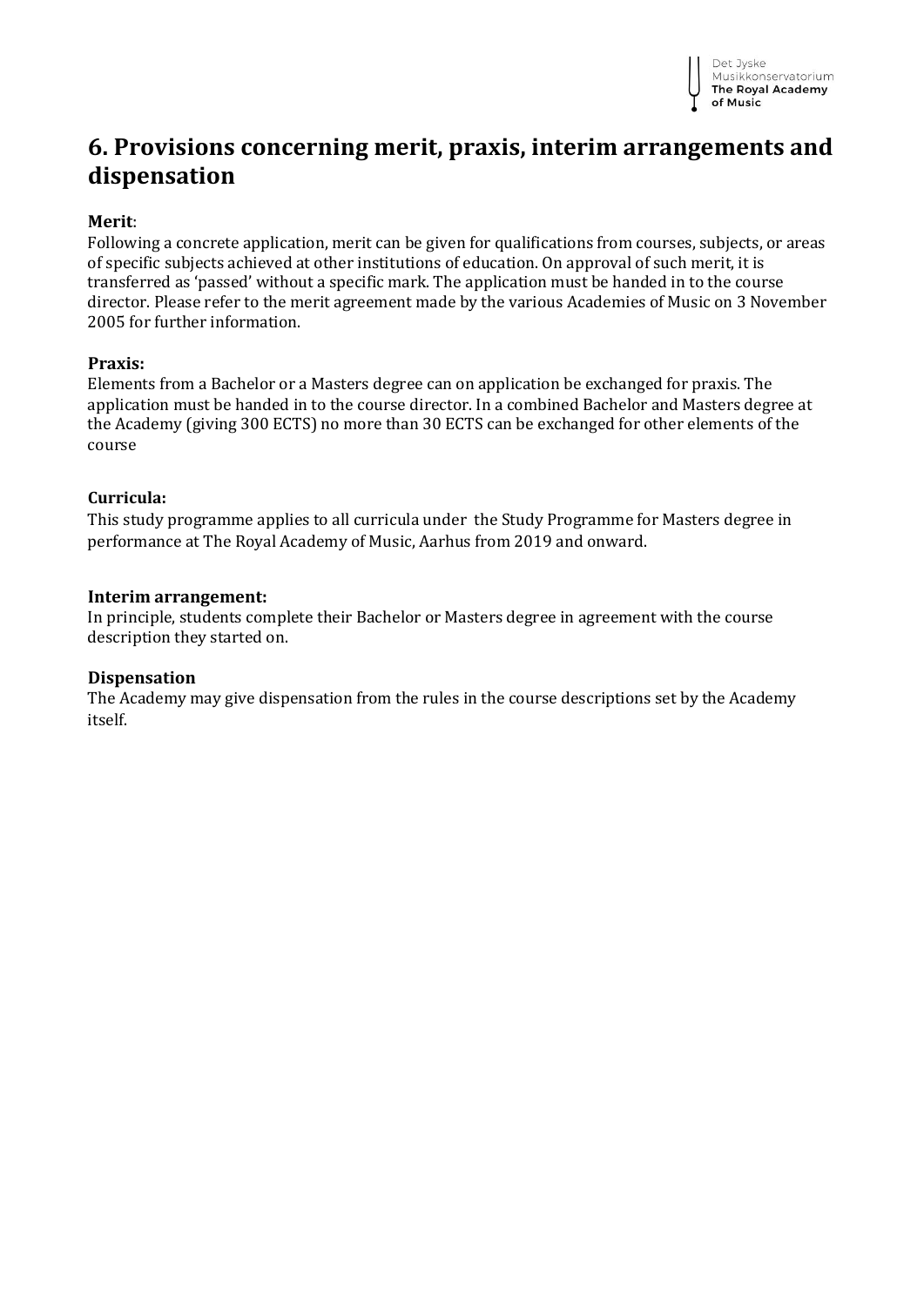# 6. Provisions concerning merit, praxis, interim arrangements and dispensation

**Merit**:
Following a concrete application, merit can be given for qualifications from courses, subjects, or areas of specific subjects achieved at other institutions of education. On approval of such merit, it is transferred as 'passed' without a specific mark. The application must be handed in to the course director. Please refer to the merit agreement made by the various Academies of Music on 3 November 2005 for further information.

**Praxis:**
Elements from a Bachelor or a Masters degree can on application be exchanged for praxis. The application must be handed in to the course director. In a combined Bachelor and Masters degree at the Academy (giving 300 ECTS) no more than 30 ECTS can be exchanged for other elements of the course

**Curricula:**
This study programme applies to all curricula under the Study Programme for Masters degree in performance at The Royal Academy of Music, Aarhus from 2019 and onward.

**Interim arrangement:**
In principle, students complete their Bachelor or Masters degree in agreement with the course description they started on.

**Dispensation**
The Academy may give dispensation from the rules in the course descriptions set by the Academy itself.